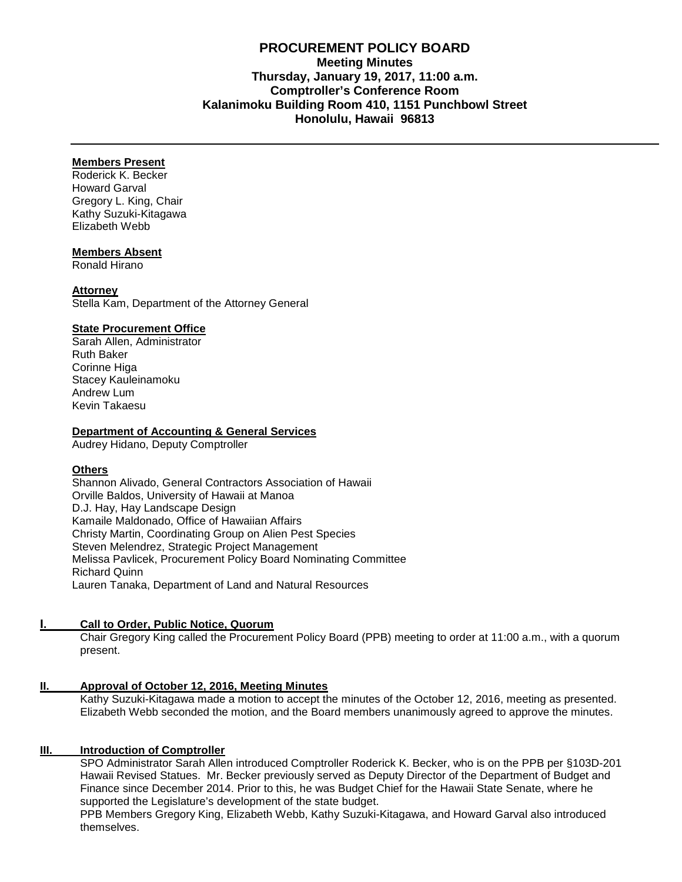# PROCUREMENT POLICY BOARD

**Meeting Minutes**
**Thursday, January 19, 2017, 11:00 a.m.**
**Comptroller's Conference Room**
**Kalanimoku Building Room 410, 1151 Punchbowl Street**
**Honolulu, Hawaii 96813**

---

**Members Present**

Roderick K. Becker
Howard Garval
Gregory L. King, Chair
Kathy Suzuki-Kitagawa
Elizabeth Webb

**Members Absent**

Ronald Hirano

**Attorney**

Stella Kam, Department of the Attorney General

**State Procurement Office**

Sarah Allen, Administrator
Ruth Baker
Corinne Higa
Stacey Kauleinamoku
Andrew Lum
Kevin Takaesu

**Department of Accounting & General Services**

Audrey Hidano, Deputy Comptroller

**Others**

Shannon Alivado, General Contractors Association of Hawaii
Orville Baldos, University of Hawaii at Manoa
D.J. Hay, Hay Landscape Design
Kamaile Maldonado, Office of Hawaiian Affairs
Christy Martin, Coordinating Group on Alien Pest Species
Steven Melendrez, Strategic Project Management
Melissa Pavlicek, Procurement Policy Board Nominating Committee
Richard Quinn
Lauren Tanaka, Department of Land and Natural Resources

## I. Call to Order, Public Notice, Quorum

Chair Gregory King called the Procurement Policy Board (PPB) meeting to order at 11:00 a.m., with a quorum present.

## II. Approval of October 12, 2016, Meeting Minutes

Kathy Suzuki-Kitagawa made a motion to accept the minutes of the October 12, 2016, meeting as presented. Elizabeth Webb seconded the motion, and the Board members unanimously agreed to approve the minutes.

## III. Introduction of Comptroller

SPO Administrator Sarah Allen introduced Comptroller Roderick K. Becker, who is on the PPB per §103D-201 Hawaii Revised Statues. Mr. Becker previously served as Deputy Director of the Department of Budget and Finance since December 2014. Prior to this, he was Budget Chief for the Hawaii State Senate, where he supported the Legislature's development of the state budget.

PPB Members Gregory King, Elizabeth Webb, Kathy Suzuki-Kitagawa, and Howard Garval also introduced themselves.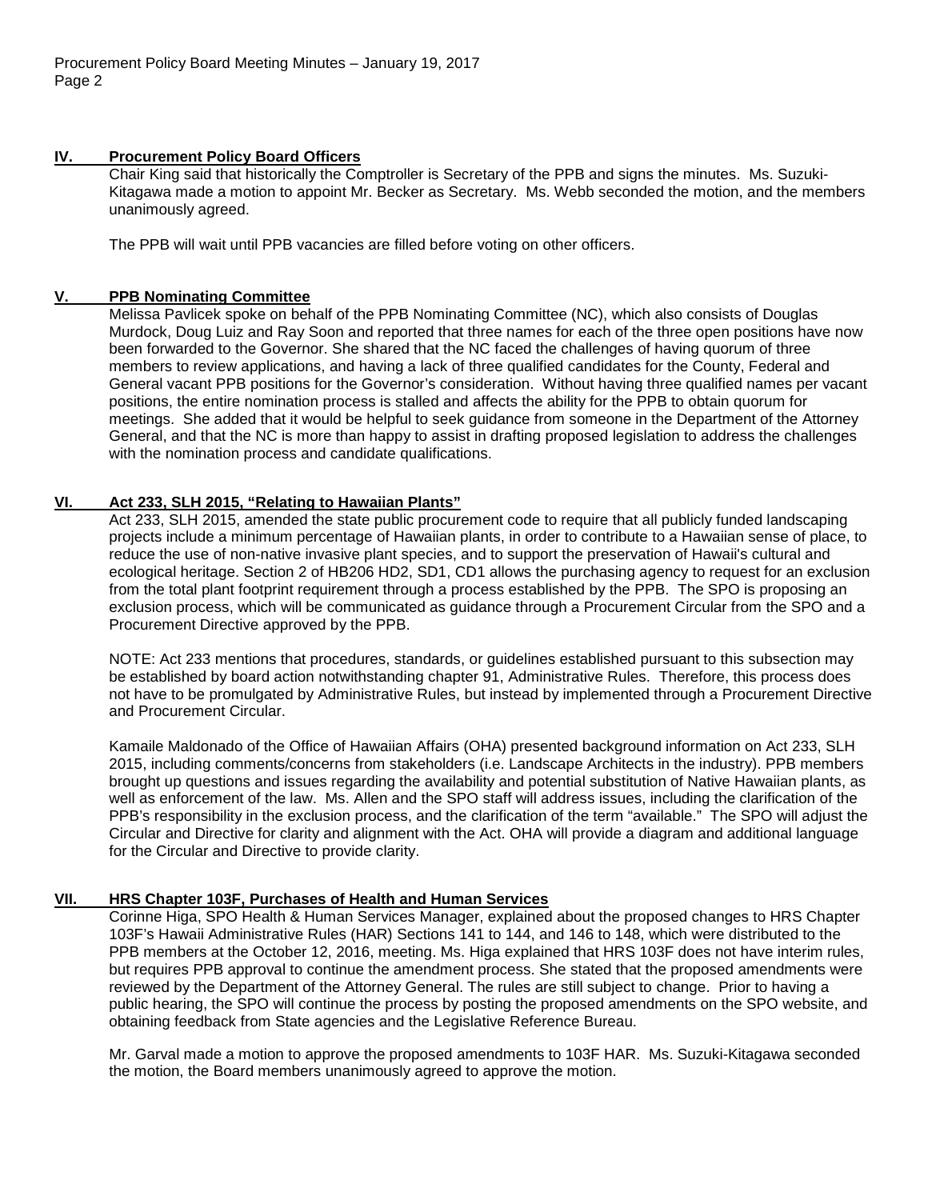## IV. Procurement Policy Board Officers

Chair King said that historically the Comptroller is Secretary of the PPB and signs the minutes. Ms. Suzuki-Kitagawa made a motion to appoint Mr. Becker as Secretary. Ms. Webb seconded the motion, and the members unanimously agreed.

The PPB will wait until PPB vacancies are filled before voting on other officers.

## V. PPB Nominating Committee

Melissa Pavlicek spoke on behalf of the PPB Nominating Committee (NC), which also consists of Douglas Murdock, Doug Luiz and Ray Soon and reported that three names for each of the three open positions have now been forwarded to the Governor. She shared that the NC faced the challenges of having quorum of three members to review applications, and having a lack of three qualified candidates for the County, Federal and General vacant PPB positions for the Governor's consideration. Without having three qualified names per vacant positions, the entire nomination process is stalled and affects the ability for the PPB to obtain quorum for meetings. She added that it would be helpful to seek guidance from someone in the Department of the Attorney General, and that the NC is more than happy to assist in drafting proposed legislation to address the challenges with the nomination process and candidate qualifications.

## VI. Act 233, SLH 2015, "Relating to Hawaiian Plants"

Act 233, SLH 2015, amended the state public procurement code to require that all publicly funded landscaping projects include a minimum percentage of Hawaiian plants, in order to contribute to a Hawaiian sense of place, to reduce the use of non-native invasive plant species, and to support the preservation of Hawaii's cultural and ecological heritage. Section 2 of HB206 HD2, SD1, CD1 allows the purchasing agency to request for an exclusion from the total plant footprint requirement through a process established by the PPB. The SPO is proposing an exclusion process, which will be communicated as guidance through a Procurement Circular from the SPO and a Procurement Directive approved by the PPB.

NOTE: Act 233 mentions that procedures, standards, or guidelines established pursuant to this subsection may be established by board action notwithstanding chapter 91, Administrative Rules. Therefore, this process does not have to be promulgated by Administrative Rules, but instead by implemented through a Procurement Directive and Procurement Circular.

Kamaile Maldonado of the Office of Hawaiian Affairs (OHA) presented background information on Act 233, SLH 2015, including comments/concerns from stakeholders (i.e. Landscape Architects in the industry). PPB members brought up questions and issues regarding the availability and potential substitution of Native Hawaiian plants, as well as enforcement of the law. Ms. Allen and the SPO staff will address issues, including the clarification of the PPB's responsibility in the exclusion process, and the clarification of the term "available." The SPO will adjust the Circular and Directive for clarity and alignment with the Act. OHA will provide a diagram and additional language for the Circular and Directive to provide clarity.

## VII. HRS Chapter 103F, Purchases of Health and Human Services

Corinne Higa, SPO Health & Human Services Manager, explained about the proposed changes to HRS Chapter 103F's Hawaii Administrative Rules (HAR) Sections 141 to 144, and 146 to 148, which were distributed to the PPB members at the October 12, 2016, meeting. Ms. Higa explained that HRS 103F does not have interim rules, but requires PPB approval to continue the amendment process. She stated that the proposed amendments were reviewed by the Department of the Attorney General. The rules are still subject to change. Prior to having a public hearing, the SPO will continue the process by posting the proposed amendments on the SPO website, and obtaining feedback from State agencies and the Legislative Reference Bureau.

Mr. Garval made a motion to approve the proposed amendments to 103F HAR. Ms. Suzuki-Kitagawa seconded the motion, the Board members unanimously agreed to approve the motion.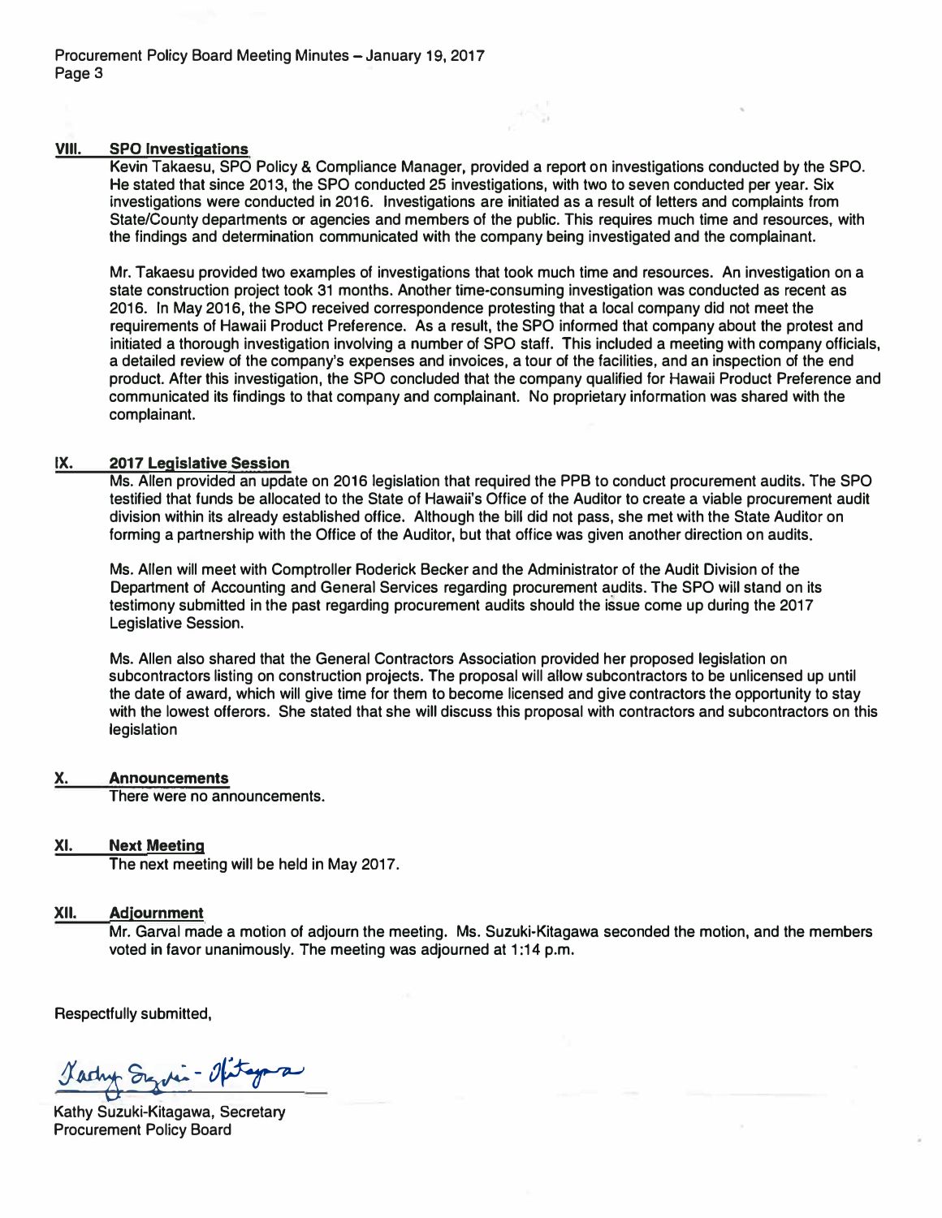## VIII. SPO Investigations

Kevin Takaesu, SPO Policy & Compliance Manager, provided a report on investigations conducted by the SPO. He stated that since 2013, the SPO conducted 25 investigations, with two to seven conducted per year. Six investigations were conducted in 2016. Investigations are initiated as a result of letters and complaints from State/County departments or agencies and members of the public. This requires much time and resources, with the findings and determination communicated with the company being investigated and the complainant.

Mr. Takaesu provided two examples of investigations that took much time and resources. An investigation on a state construction project took 31 months. Another time-consuming investigation was conducted as recent as 2016. In May 2016, the SPO received correspondence protesting that a local company did not meet the requirements of Hawaii Product Preference. As a result, the SPO informed that company about the protest and initiated a thorough investigation involving a number of SPO staff. This included a meeting with company officials, a detailed review of the company's expenses and invoices, a tour of the facilities, and an inspection of the end product. After this investigation, the SPO concluded that the company qualified for Hawaii Product Preference and communicated its findings to that company and complainant. No proprietary information was shared with the complainant.

## IX. 2017 Legislative Session

Ms. Allen provided an update on 2016 legislation that required the PPB to conduct procurement audits. The SPO testified that funds be allocated to the State of Hawaii's Office of the Auditor to create a viable procurement audit division within its already established office. Although the bill did not pass, she met with the State Auditor on forming a partnership with the Office of the Auditor, but that office was given another direction on audits.

Ms. Allen will meet with Comptroller Roderick Becker and the Administrator of the Audit Division of the Department of Accounting and General Services regarding procurement audits. The SPO will stand on its testimony submitted in the past regarding procurement audits should the issue come up during the 2017 Legislative Session.

Ms. Allen also shared that the General Contractors Association provided her proposed legislation on subcontractors listing on construction projects. The proposal will allow subcontractors to be unlicensed up until the date of award, which will give time for them to become licensed and give contractors the opportunity to stay with the lowest offerors. She stated that she will discuss this proposal with contractors and subcontractors on this legislation

## X. Announcements

There were no announcements.

## XI. Next Meeting

The next meeting will be held in May 2017.

## XII. Adjournment

Mr. Garval made a motion of adjourn the meeting. Ms. Suzuki-Kitagawa seconded the motion, and the members voted in favor unanimously. The meeting was adjourned at 1:14 p.m.

Respectfully submitted,

Kathy Suzuki-Kitagawa, Secretary
Procurement Policy Board